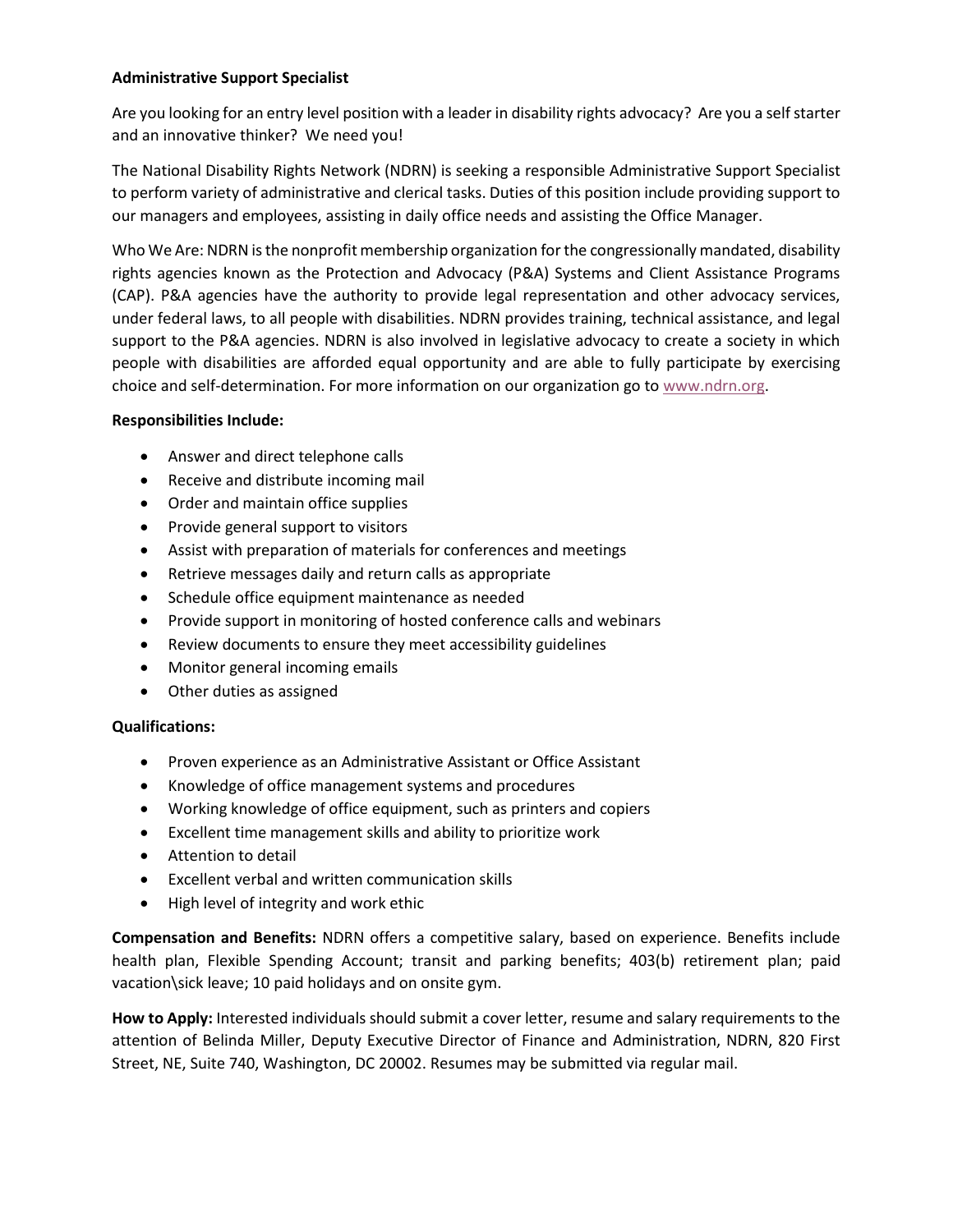**Administrative Support Specialist**

Are you looking for an entry level position with a leader in disability rights advocacy? Are you a self starter and an innovative thinker? We need you!

The National Disability Rights Network (NDRN) is seeking a responsible Administrative Support Specialist to perform variety of administrative and clerical tasks. Duties of this position include providing support to our managers and employees, assisting in daily office needs and assisting the Office Manager.

Who We Are: NDRN is the nonprofit membership organization for the congressionally mandated, disability rights agencies known as the Protection and Advocacy (P&A) Systems and Client Assistance Programs (CAP). P&A agencies have the authority to provide legal representation and other advocacy services, under federal laws, to all people with disabilities. NDRN provides training, technical assistance, and legal support to the P&A agencies. NDRN is also involved in legislative advocacy to create a society in which people with disabilities are afforded equal opportunity and are able to fully participate by exercising choice and self-determination. For more information on our organization go to www.ndrn.org.

**Responsibilities Include:**

- Answer and direct telephone calls
- Receive and distribute incoming mail
- Order and maintain office supplies
- Provide general support to visitors
- Assist with preparation of materials for conferences and meetings
- Retrieve messages daily and return calls as appropriate
- Schedule office equipment maintenance as needed
- Provide support in monitoring of hosted conference calls and webinars
- Review documents to ensure they meet accessibility guidelines
- Monitor general incoming emails
- Other duties as assigned

**Qualifications:**

- Proven experience as an Administrative Assistant or Office Assistant
- Knowledge of office management systems and procedures
- Working knowledge of office equipment, such as printers and copiers
- Excellent time management skills and ability to prioritize work
- Attention to detail
- Excellent verbal and written communication skills
- High level of integrity and work ethic

**Compensation and Benefits:** NDRN offers a competitive salary, based on experience. Benefits include health plan, Flexible Spending Account; transit and parking benefits; 403(b) retirement plan; paid vacation\sick leave; 10 paid holidays and on onsite gym.

**How to Apply:** Interested individuals should submit a cover letter, resume and salary requirements to the attention of Belinda Miller, Deputy Executive Director of Finance and Administration, NDRN, 820 First Street, NE, Suite 740, Washington, DC 20002. Resumes may be submitted via regular mail.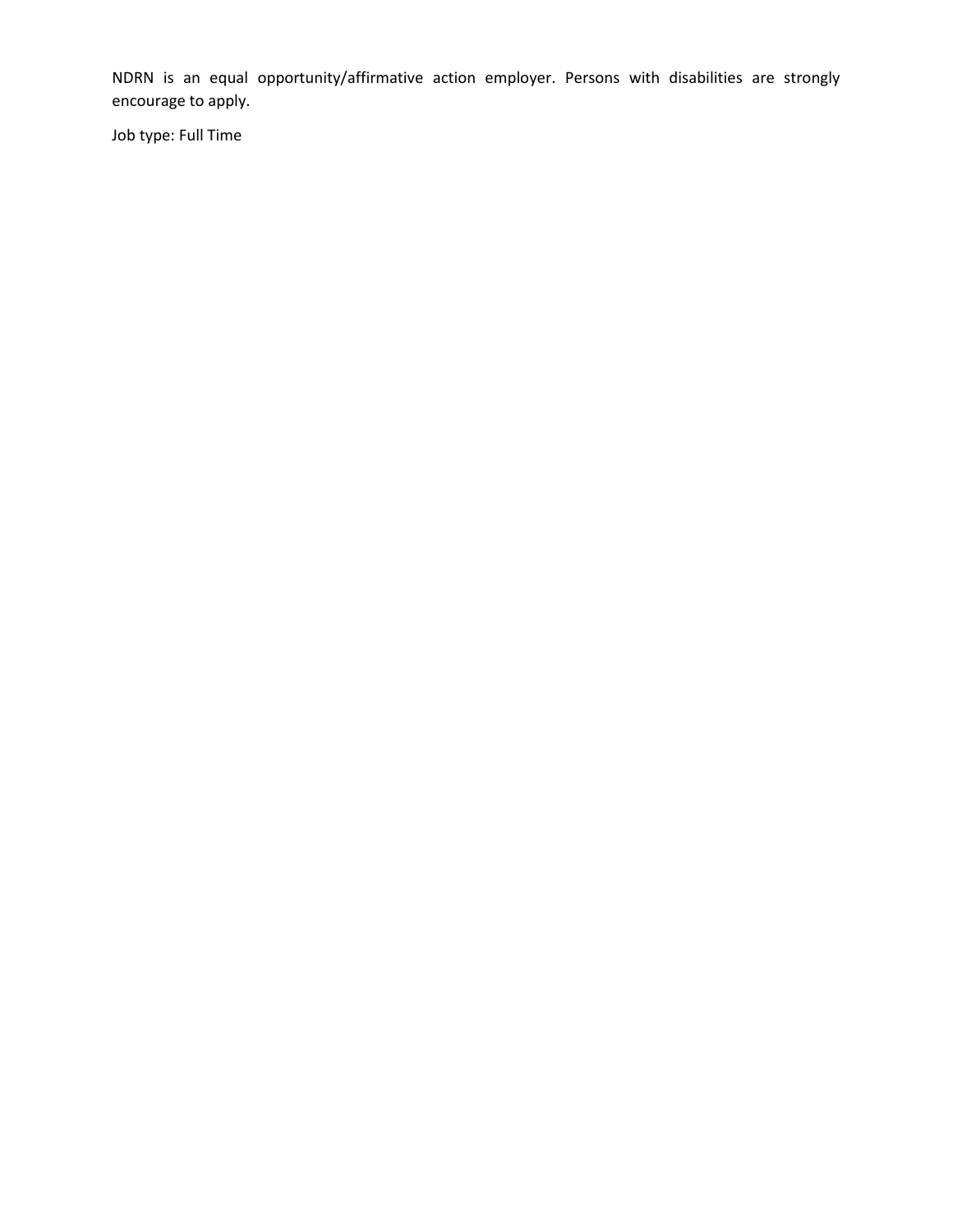NDRN is an equal opportunity/affirmative action employer. Persons with disabilities are strongly encourage to apply.

Job type: Full Time